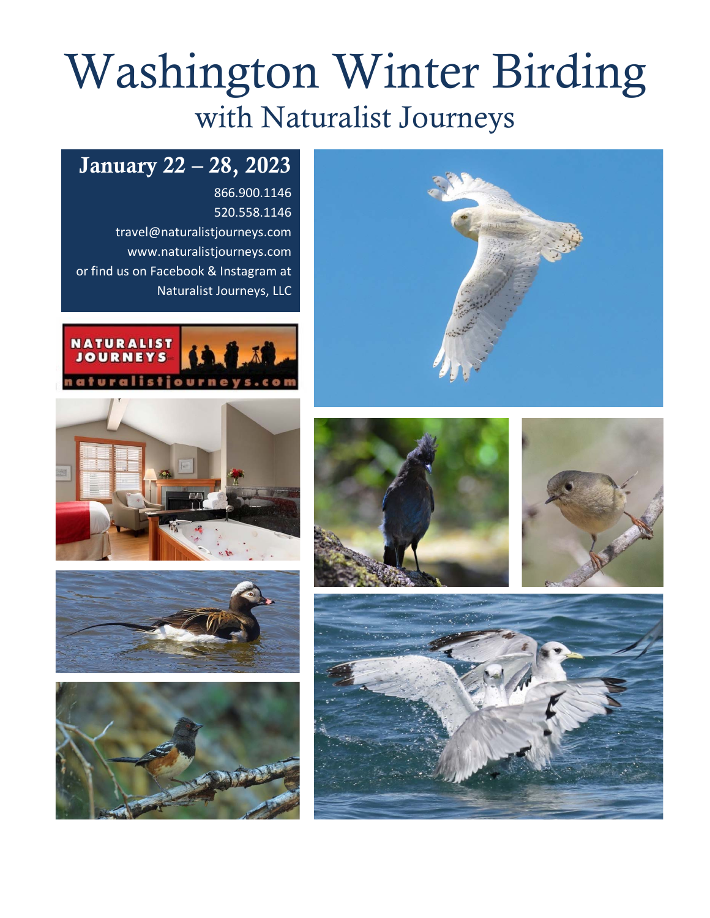# Washington Winter Birding

## with Naturalist Journeys

**January 22 – 28, 2023**

866.900.1146
520.558.1146
travel@naturalistjourneys.com
www.naturalistjourneys.com
or find us on Facebook & Instagram at
Naturalist Journeys, LLC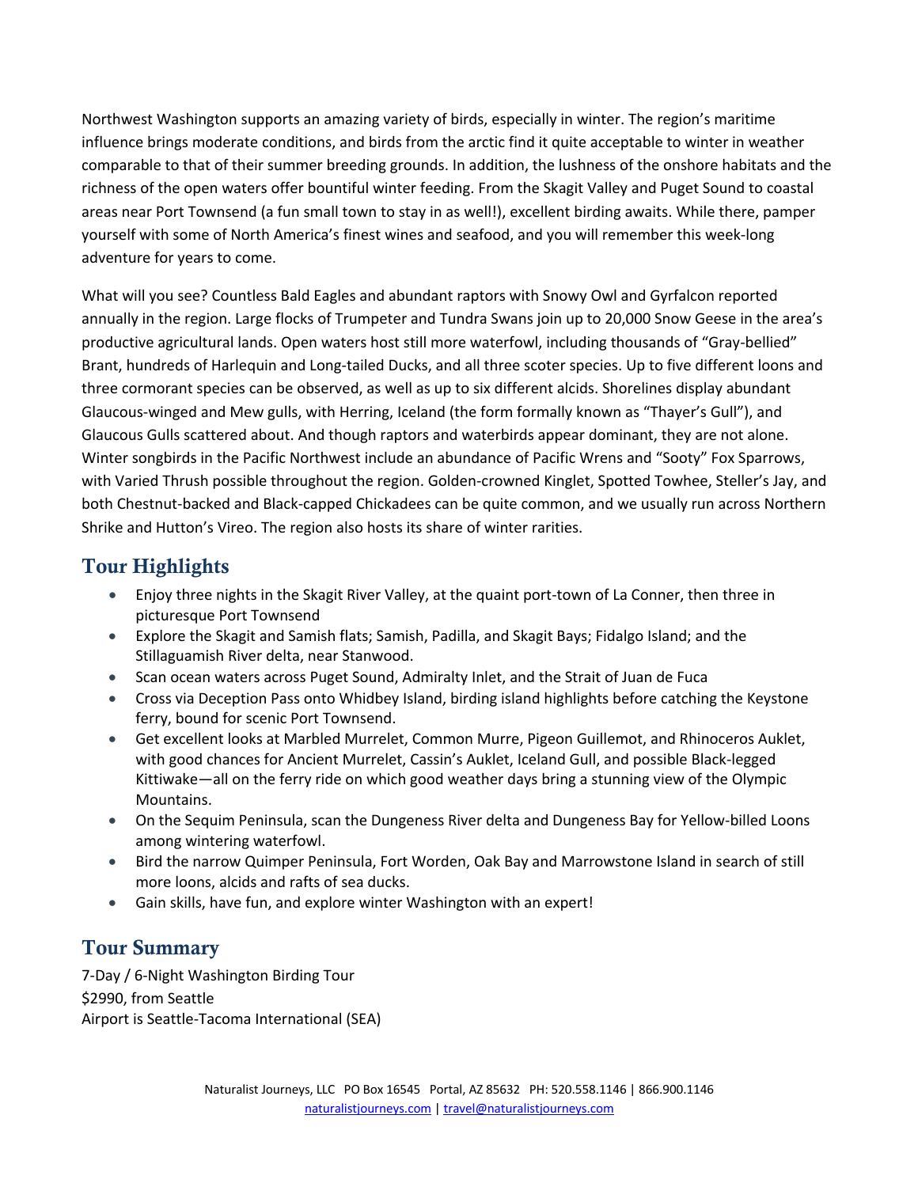Northwest Washington supports an amazing variety of birds, especially in winter. The region's maritime influence brings moderate conditions, and birds from the arctic find it quite acceptable to winter in weather comparable to that of their summer breeding grounds. In addition, the lushness of the onshore habitats and the richness of the open waters offer bountiful winter feeding. From the Skagit Valley and Puget Sound to coastal areas near Port Townsend (a fun small town to stay in as well!), excellent birding awaits. While there, pamper yourself with some of North America's finest wines and seafood, and you will remember this week-long adventure for years to come.

What will you see? Countless Bald Eagles and abundant raptors with Snowy Owl and Gyrfalcon reported annually in the region. Large flocks of Trumpeter and Tundra Swans join up to 20,000 Snow Geese in the area's productive agricultural lands. Open waters host still more waterfowl, including thousands of "Gray-bellied" Brant, hundreds of Harlequin and Long-tailed Ducks, and all three scoter species. Up to five different loons and three cormorant species can be observed, as well as up to six different alcids. Shorelines display abundant Glaucous-winged and Mew gulls, with Herring, Iceland (the form formally known as "Thayer's Gull"), and Glaucous Gulls scattered about. And though raptors and waterbirds appear dominant, they are not alone. Winter songbirds in the Pacific Northwest include an abundance of Pacific Wrens and "Sooty" Fox Sparrows, with Varied Thrush possible throughout the region. Golden-crowned Kinglet, Spotted Towhee, Steller's Jay, and both Chestnut-backed and Black-capped Chickadees can be quite common, and we usually run across Northern Shrike and Hutton's Vireo. The region also hosts its share of winter rarities.

## Tour Highlights

- Enjoy three nights in the Skagit River Valley, at the quaint port-town of La Conner, then three in picturesque Port Townsend
- Explore the Skagit and Samish flats; Samish, Padilla, and Skagit Bays; Fidalgo Island; and the Stillaguamish River delta, near Stanwood.
- Scan ocean waters across Puget Sound, Admiralty Inlet, and the Strait of Juan de Fuca
- Cross via Deception Pass onto Whidbey Island, birding island highlights before catching the Keystone ferry, bound for scenic Port Townsend.
- Get excellent looks at Marbled Murrelet, Common Murre, Pigeon Guillemot, and Rhinoceros Auklet, with good chances for Ancient Murrelet, Cassin's Auklet, Iceland Gull, and possible Black-legged Kittiwake—all on the ferry ride on which good weather days bring a stunning view of the Olympic Mountains.
- On the Sequim Peninsula, scan the Dungeness River delta and Dungeness Bay for Yellow-billed Loons among wintering waterfowl.
- Bird the narrow Quimper Peninsula, Fort Worden, Oak Bay and Marrowstone Island in search of still more loons, alcids and rafts of sea ducks.
- Gain skills, have fun, and explore winter Washington with an expert!

## Tour Summary

7-Day / 6-Night Washington Birding Tour
$2990, from Seattle
Airport is Seattle-Tacoma International (SEA)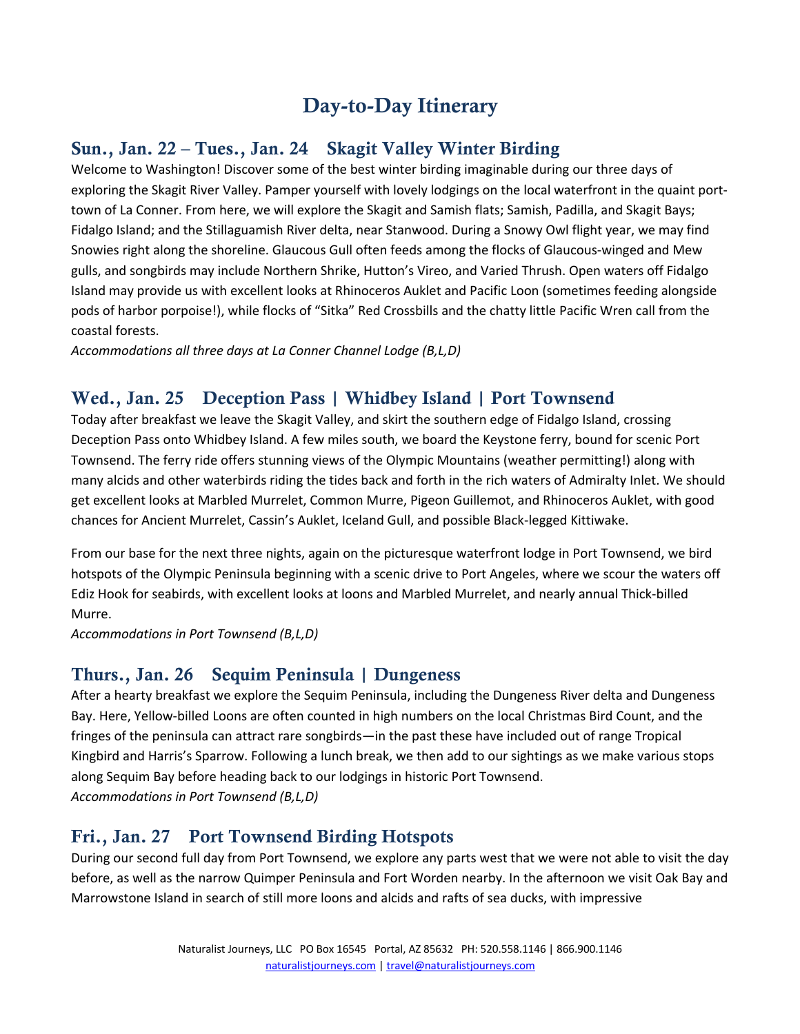# Day-to-Day Itinerary

## Sun., Jan. 22 – Tues., Jan. 24    Skagit Valley Winter Birding

Welcome to Washington! Discover some of the best winter birding imaginable during our three days of exploring the Skagit River Valley. Pamper yourself with lovely lodgings on the local waterfront in the quaint port-town of La Conner. From here, we will explore the Skagit and Samish flats; Samish, Padilla, and Skagit Bays; Fidalgo Island; and the Stillaguamish River delta, near Stanwood. During a Snowy Owl flight year, we may find Snowies right along the shoreline. Glaucous Gull often feeds among the flocks of Glaucous-winged and Mew gulls, and songbirds may include Northern Shrike, Hutton's Vireo, and Varied Thrush. Open waters off Fidalgo Island may provide us with excellent looks at Rhinoceros Auklet and Pacific Loon (sometimes feeding alongside pods of harbor porpoise!), while flocks of "Sitka" Red Crossbills and the chatty little Pacific Wren call from the coastal forests.

*Accommodations all three days at La Conner Channel Lodge (B,L,D)*

## Wed., Jan. 25    Deception Pass | Whidbey Island | Port Townsend

Today after breakfast we leave the Skagit Valley, and skirt the southern edge of Fidalgo Island, crossing Deception Pass onto Whidbey Island. A few miles south, we board the Keystone ferry, bound for scenic Port Townsend. The ferry ride offers stunning views of the Olympic Mountains (weather permitting!) along with many alcids and other waterbirds riding the tides back and forth in the rich waters of Admiralty Inlet. We should get excellent looks at Marbled Murrelet, Common Murre, Pigeon Guillemot, and Rhinoceros Auklet, with good chances for Ancient Murrelet, Cassin's Auklet, Iceland Gull, and possible Black-legged Kittiwake.

From our base for the next three nights, again on the picturesque waterfront lodge in Port Townsend, we bird hotspots of the Olympic Peninsula beginning with a scenic drive to Port Angeles, where we scour the waters off Ediz Hook for seabirds, with excellent looks at loons and Marbled Murrelet, and nearly annual Thick-billed Murre.

*Accommodations in Port Townsend (B,L,D)*

## Thurs., Jan. 26    Sequim Peninsula | Dungeness

After a hearty breakfast we explore the Sequim Peninsula, including the Dungeness River delta and Dungeness Bay. Here, Yellow-billed Loons are often counted in high numbers on the local Christmas Bird Count, and the fringes of the peninsula can attract rare songbirds—in the past these have included out of range Tropical Kingbird and Harris's Sparrow. Following a lunch break, we then add to our sightings as we make various stops along Sequim Bay before heading back to our lodgings in historic Port Townsend.

*Accommodations in Port Townsend (B,L,D)*

## Fri., Jan. 27    Port Townsend Birding Hotspots

During our second full day from Port Townsend, we explore any parts west that we were not able to visit the day before, as well as the narrow Quimper Peninsula and Fort Worden nearby. In the afternoon we visit Oak Bay and Marrowstone Island in search of still more loons and alcids and rafts of sea ducks, with impressive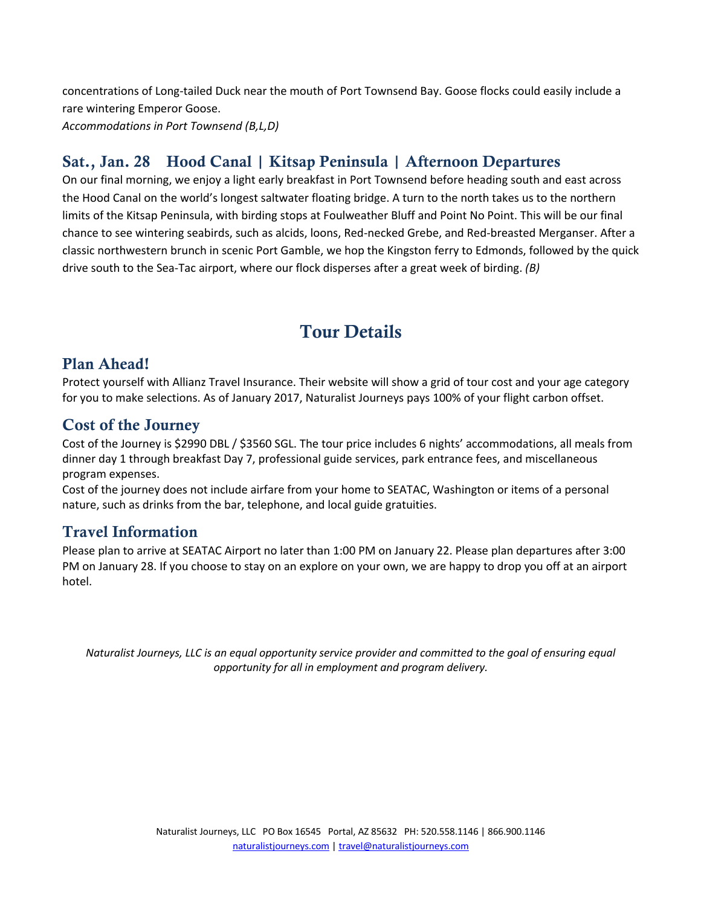concentrations of Long-tailed Duck near the mouth of Port Townsend Bay. Goose flocks could easily include a rare wintering Emperor Goose.
*Accommodations in Port Townsend (B,L,D)*

## Sat., Jan. 28 Hood Canal | Kitsap Peninsula | Afternoon Departures

On our final morning, we enjoy a light early breakfast in Port Townsend before heading south and east across the Hood Canal on the world's longest saltwater floating bridge. A turn to the north takes us to the northern limits of the Kitsap Peninsula, with birding stops at Foulweather Bluff and Point No Point. This will be our final chance to see wintering seabirds, such as alcids, loons, Red-necked Grebe, and Red-breasted Merganser. After a classic northwestern brunch in scenic Port Gamble, we hop the Kingston ferry to Edmonds, followed by the quick drive south to the Sea-Tac airport, where our flock disperses after a great week of birding. *(B)*

# Tour Details

## Plan Ahead!

Protect yourself with Allianz Travel Insurance. Their website will show a grid of tour cost and your age category for you to make selections. As of January 2017, Naturalist Journeys pays 100% of your flight carbon offset.

## Cost of the Journey

Cost of the Journey is $2990 DBL / $3560 SGL. The tour price includes 6 nights' accommodations, all meals from dinner day 1 through breakfast Day 7, professional guide services, park entrance fees, and miscellaneous program expenses.
Cost of the journey does not include airfare from your home to SEATAC, Washington or items of a personal nature, such as drinks from the bar, telephone, and local guide gratuities.

## Travel Information

Please plan to arrive at SEATAC Airport no later than 1:00 PM on January 22. Please plan departures after 3:00 PM on January 28. If you choose to stay on an explore on your own, we are happy to drop you off at an airport hotel.

*Naturalist Journeys, LLC is an equal opportunity service provider and committed to the goal of ensuring equal opportunity for all in employment and program delivery.*

Naturalist Journeys, LLC PO Box 16545 Portal, AZ 85632 PH: 520.558.1146 | 866.900.1146
naturalistjourneys.com | travel@naturalistjourneys.com